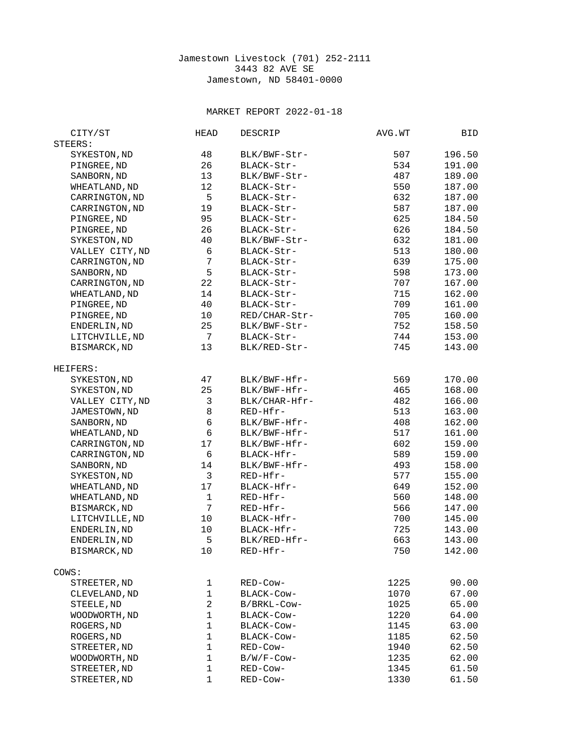Jamestown Livestock (701) 252-2111
3443 82 AVE SE
Jamestown, ND 58401-0000

## MARKET REPORT 2022-01-18

| CITY/ST | HEAD | DESCRIP | AVG.WT | BID |
|---|---|---|---|---|
| **STEERS:** | | | | |
| SYKESTON,ND | 48 | BLK/BWF-Str- | 507 | 196.50 |
| PINGREE,ND | 26 | BLACK-Str- | 534 | 191.00 |
| SANBORN,ND | 13 | BLK/BWF-Str- | 487 | 189.00 |
| WHEATLAND,ND | 12 | BLACK-Str- | 550 | 187.00 |
| CARRINGTON,ND | 5 | BLACK-Str- | 632 | 187.00 |
| CARRINGTON,ND | 19 | BLACK-Str- | 587 | 187.00 |
| PINGREE,ND | 95 | BLACK-Str- | 625 | 184.50 |
| PINGREE,ND | 26 | BLACK-Str- | 626 | 184.50 |
| SYKESTON,ND | 40 | BLK/BWF-Str- | 632 | 181.00 |
| VALLEY CITY,ND | 6 | BLACK-Str- | 513 | 180.00 |
| CARRINGTON,ND | 7 | BLACK-Str- | 639 | 175.00 |
| SANBORN,ND | 5 | BLACK-Str- | 598 | 173.00 |
| CARRINGTON,ND | 22 | BLACK-Str- | 707 | 167.00 |
| WHEATLAND,ND | 14 | BLACK-Str- | 715 | 162.00 |
| PINGREE,ND | 40 | BLACK-Str- | 709 | 161.00 |
| PINGREE,ND | 10 | RED/CHAR-Str- | 705 | 160.00 |
| ENDERLIN,ND | 25 | BLK/BWF-Str- | 752 | 158.50 |
| LITCHVILLE,ND | 7 | BLACK-Str- | 744 | 153.00 |
| BISMARCK,ND | 13 | BLK/RED-Str- | 745 | 143.00 |
| **HEIFERS:** | | | | |
| SYKESTON,ND | 47 | BLK/BWF-Hfr- | 569 | 170.00 |
| SYKESTON,ND | 25 | BLK/BWF-Hfr- | 465 | 168.00 |
| VALLEY CITY,ND | 3 | BLK/CHAR-Hfr- | 482 | 166.00 |
| JAMESTOWN,ND | 8 | RED-Hfr- | 513 | 163.00 |
| SANBORN,ND | 6 | BLK/BWF-Hfr- | 408 | 162.00 |
| WHEATLAND,ND | 6 | BLK/BWF-Hfr- | 517 | 161.00 |
| CARRINGTON,ND | 17 | BLK/BWF-Hfr- | 602 | 159.00 |
| CARRINGTON,ND | 6 | BLACK-Hfr- | 589 | 159.00 |
| SANBORN,ND | 14 | BLK/BWF-Hfr- | 493 | 158.00 |
| SYKESTON,ND | 3 | RED-Hfr- | 577 | 155.00 |
| WHEATLAND,ND | 17 | BLACK-Hfr- | 649 | 152.00 |
| WHEATLAND,ND | 1 | RED-Hfr- | 560 | 148.00 |
| BISMARCK,ND | 7 | RED-Hfr- | 566 | 147.00 |
| LITCHVILLE,ND | 10 | BLACK-Hfr- | 700 | 145.00 |
| ENDERLIN,ND | 10 | BLACK-Hfr- | 725 | 143.00 |
| ENDERLIN,ND | 5 | BLK/RED-Hfr- | 663 | 143.00 |
| BISMARCK,ND | 10 | RED-Hfr- | 750 | 142.00 |
| **COWS:** | | | | |
| STREETER,ND | 1 | RED-Cow- | 1225 | 90.00 |
| CLEVELAND,ND | 1 | BLACK-Cow- | 1070 | 67.00 |
| STEELE,ND | 2 | B/BRKL-Cow- | 1025 | 65.00 |
| WOODWORTH,ND | 1 | BLACK-Cow- | 1220 | 64.00 |
| ROGERS,ND | 1 | BLACK-Cow- | 1145 | 63.00 |
| ROGERS,ND | 1 | BLACK-Cow- | 1185 | 62.50 |
| STREETER,ND | 1 | RED-Cow- | 1940 | 62.50 |
| WOODWORTH,ND | 1 | B/W/F-Cow- | 1235 | 62.00 |
| STREETER,ND | 1 | RED-Cow- | 1345 | 61.50 |
| STREETER,ND | 1 | RED-Cow- | 1330 | 61.50 |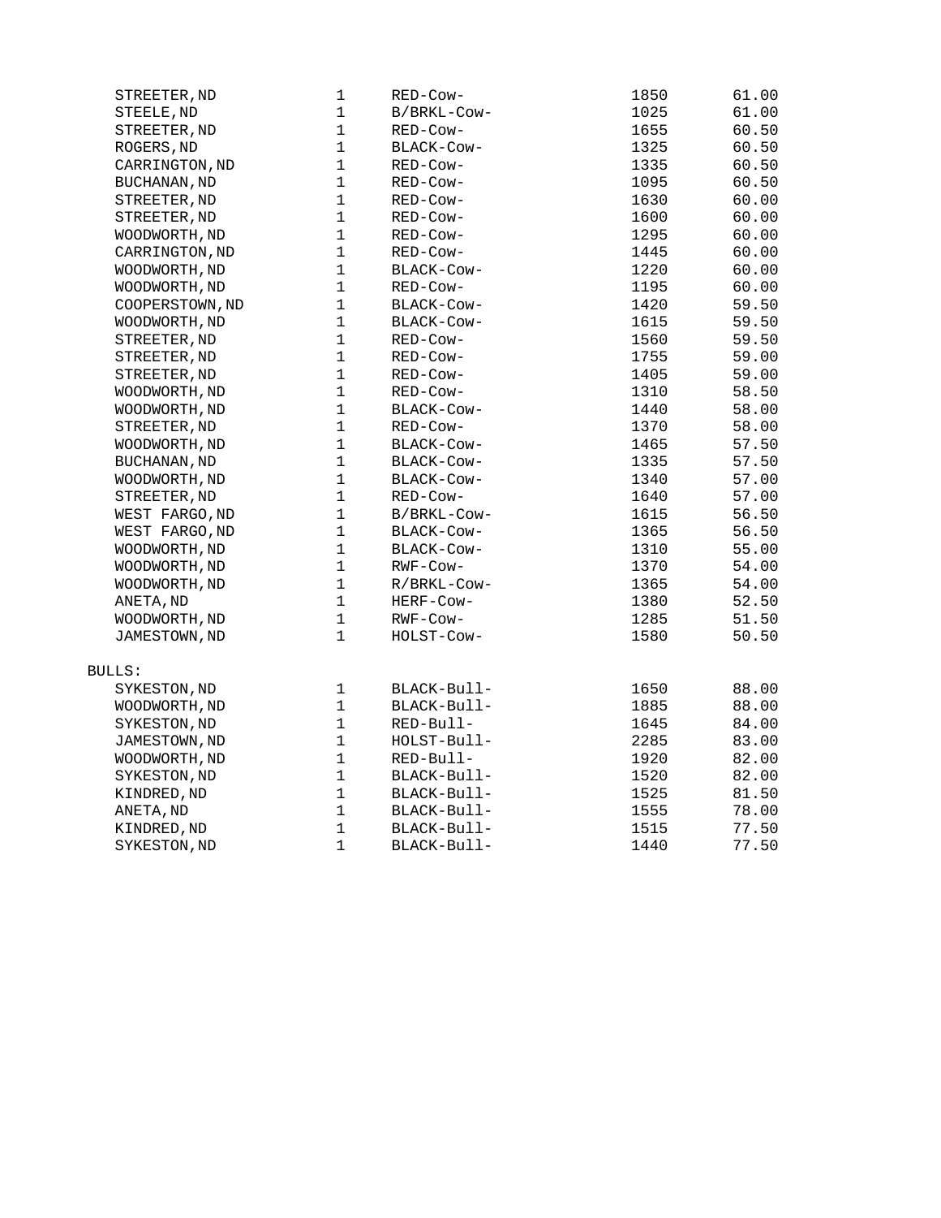| | | | | |
|---|---|---|---|---|
| STREETER,ND | 1 | RED-Cow- | 1850 | 61.00 |
| STEELE,ND | 1 | B/BRKL-Cow- | 1025 | 61.00 |
| STREETER,ND | 1 | RED-Cow- | 1655 | 60.50 |
| ROGERS,ND | 1 | BLACK-Cow- | 1325 | 60.50 |
| CARRINGTON,ND | 1 | RED-Cow- | 1335 | 60.50 |
| BUCHANAN,ND | 1 | RED-Cow- | 1095 | 60.50 |
| STREETER,ND | 1 | RED-Cow- | 1630 | 60.00 |
| STREETER,ND | 1 | RED-Cow- | 1600 | 60.00 |
| WOODWORTH,ND | 1 | RED-Cow- | 1295 | 60.00 |
| CARRINGTON,ND | 1 | RED-Cow- | 1445 | 60.00 |
| WOODWORTH,ND | 1 | BLACK-Cow- | 1220 | 60.00 |
| WOODWORTH,ND | 1 | RED-Cow- | 1195 | 60.00 |
| COOPERSTOWN,ND | 1 | BLACK-Cow- | 1420 | 59.50 |
| WOODWORTH,ND | 1 | BLACK-Cow- | 1615 | 59.50 |
| STREETER,ND | 1 | RED-Cow- | 1560 | 59.50 |
| STREETER,ND | 1 | RED-Cow- | 1755 | 59.00 |
| STREETER,ND | 1 | RED-Cow- | 1405 | 59.00 |
| WOODWORTH,ND | 1 | RED-Cow- | 1310 | 58.50 |
| WOODWORTH,ND | 1 | BLACK-Cow- | 1440 | 58.00 |
| STREETER,ND | 1 | RED-Cow- | 1370 | 58.00 |
| WOODWORTH,ND | 1 | BLACK-Cow- | 1465 | 57.50 |
| BUCHANAN,ND | 1 | BLACK-Cow- | 1335 | 57.50 |
| WOODWORTH,ND | 1 | BLACK-Cow- | 1340 | 57.00 |
| STREETER,ND | 1 | RED-Cow- | 1640 | 57.00 |
| WEST FARGO,ND | 1 | B/BRKL-Cow- | 1615 | 56.50 |
| WEST FARGO,ND | 1 | BLACK-Cow- | 1365 | 56.50 |
| WOODWORTH,ND | 1 | BLACK-Cow- | 1310 | 55.00 |
| WOODWORTH,ND | 1 | RWF-Cow- | 1370 | 54.00 |
| WOODWORTH,ND | 1 | R/BRKL-Cow- | 1365 | 54.00 |
| ANETA,ND | 1 | HERF-Cow- | 1380 | 52.50 |
| WOODWORTH,ND | 1 | RWF-Cow- | 1285 | 51.50 |
| JAMESTOWN,ND | 1 | HOLST-Cow- | 1580 | 50.50 |

BULLS:

| | | | | |
|---|---|---|---|---|
| SYKESTON,ND | 1 | BLACK-Bull- | 1650 | 88.00 |
| WOODWORTH,ND | 1 | BLACK-Bull- | 1885 | 88.00 |
| SYKESTON,ND | 1 | RED-Bull- | 1645 | 84.00 |
| JAMESTOWN,ND | 1 | HOLST-Bull- | 2285 | 83.00 |
| WOODWORTH,ND | 1 | RED-Bull- | 1920 | 82.00 |
| SYKESTON,ND | 1 | BLACK-Bull- | 1520 | 82.00 |
| KINDRED,ND | 1 | BLACK-Bull- | 1525 | 81.50 |
| ANETA,ND | 1 | BLACK-Bull- | 1555 | 78.00 |
| KINDRED,ND | 1 | BLACK-Bull- | 1515 | 77.50 |
| SYKESTON,ND | 1 | BLACK-Bull- | 1440 | 77.50 |